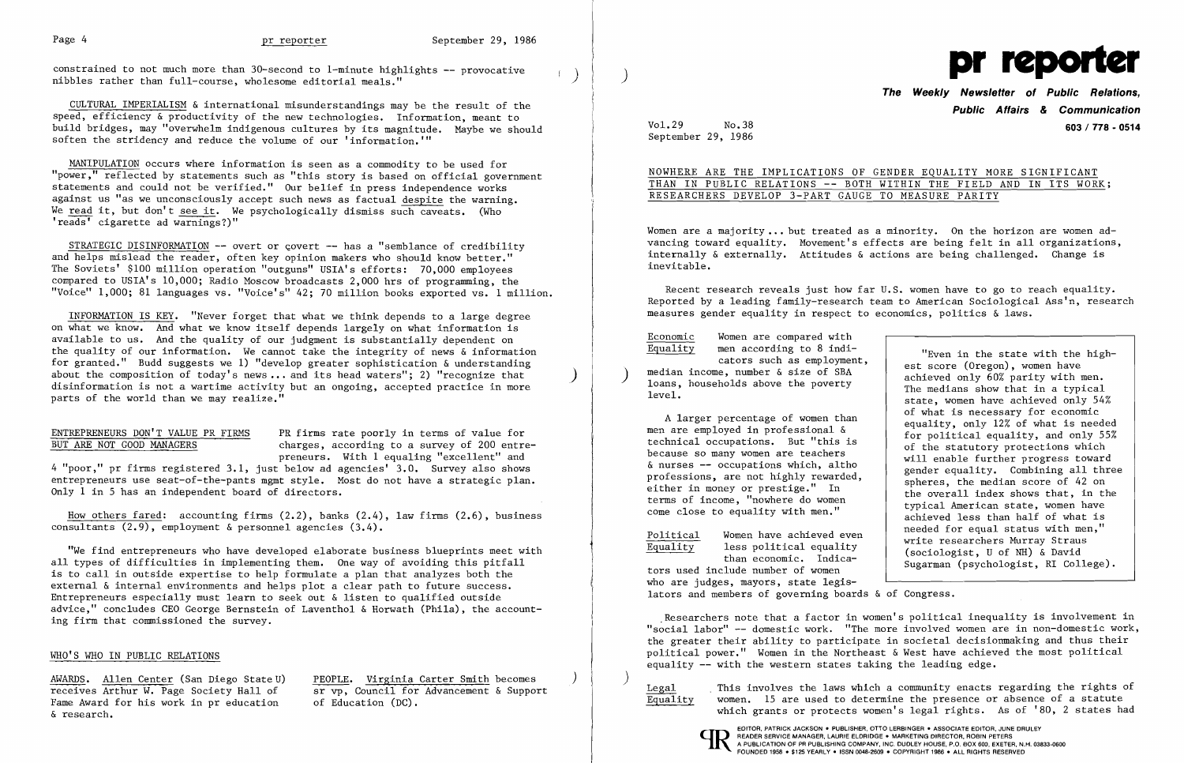constrained to not much more than 30-second to 1-minute highlights -- provocative nibbles rather than full-course, wholesome editorial meals."

CULTURAL IMPERIALISM & international misunderstandings may be the result of the speed, efficiency & productivity of the new technologies. Information, meant to build bridges, may "overwhelm indigenous cultures by its magnitude. Maybe we should soften the stridency and reduce the volume of our 'information.'"

MANIPULATION occurs where information is seen as a commodity to be used for "power," reflected by statements such as "this story is based on official government statements and could not be verified." Our belief in press independence works against us "as we unconsciously accept such news as factual despite the warning. We read it, but don't see it. We psychologically dismiss such caveats. (Who 'reads' cigarette ad warnings?)"

STRATEGIC DISINFORMATION -- overt or covert -- has a "semblance of credibility and helps mislead the reader, often key opinion makers who should know better." The Soviets' $100 million operation "outguns" USIA's efforts: 70,000 employees compared to USIA's 10,000; Radio Moscow broadcasts 2,000 hrs of programming, the "Voice" 1,000; 81 languages vs. "Voice's" 42; 70 million books exported vs. 1 million.

INFORMATION IS KEY. "Never forget that what we think depends to a large degree on what we know. And what we know itself depends largely on what information is available to us. And the quality of our judgment is substantially dependent on the quality of our information. We cannot take the integrity of news & information for granted." Budd suggests we 1) "develop greater sophistication & understanding about the composition of today's news ... and its head waters"; 2) "recognize that disinformation is not a wartime activity but an ongoing, accepted practice in more parts of the world than we may realize."

## ENTREPRENEURS DON'T VALUE PR FIRMS BUT ARE NOT GOOD MANAGERS

PR firms rate poorly in terms of value for charges, according to a survey of 200 entrepreneurs. With 1 equaling "excellent" and 4 "poor," pr firms registered 3.1, just below ad agencies' 3.0. Survey also shows entrepreneurs use seat-of-the-pants mgmt style. Most do not have a strategic plan. Only 1 in 5 has an independent board of directors.

How others fared: accounting firms (2.2), banks (2.4), law firms (2.6), business consultants (2.9), employment & personnel agencies (3.4).

"We find entrepreneurs who have developed elaborate business blueprints meet with all types of difficulties in implementing them. One way of avoiding this pitfall is to call in outside expertise to help formulate a plan that analyzes both the external & internal environments and helps plot a clear path to future success. Entrepreneurs especially must learn to seek out & listen to qualified outside advice," concludes CEO George Bernstein of Laventhol & Horwath (Phila), the accounting firm that commissioned the survey.

## WHO'S WHO IN PUBLIC RELATIONS

AWARDS. Allen Center (San Diego State U) receives Arthur W. Page Society Hall of Fame Award for his work in pr education & research.

PEOPLE. Virginia Carter Smith becomes sr vp, Council for Advancement & Support of Education (DC).

# pr reporter

**The Weekly Newsletter of Public Relations, Public Affairs & Communication**

603 / 778 - 0514

Vol.29 No.38
September 29, 1986

## NOWHERE ARE THE IMPLICATIONS OF GENDER EQUALITY MORE SIGNIFICANT THAN IN PUBLIC RELATIONS -- BOTH WITHIN THE FIELD AND IN ITS WORK; RESEARCHERS DEVELOP 3-PART GAUGE TO MEASURE PARITY

Women are a majority ... but treated as a minority. On the horizon are women advancing toward equality. Movement's effects are being felt in all organizations, internally & externally. Attitudes & actions are being challenged. Change is inevitable.

Recent research reveals just how far U.S. women have to go to reach equality. Reported by a leading family-research team to American Sociological Ass'n, research measures gender equality in respect to economics, politics & laws.

> "Even in the state with the highest score (Oregon), women have achieved only 60% parity with men. The medians show that in a typical state, women have achieved only 54% of what is necessary for economic equality, only 12% of what is needed for political equality, and only 55% of the statutory protections which will enable further progress toward gender equality. Combining all three spheres, the median score of 42 on the overall index shows that, in the typical American state, women have achieved less than half of what is needed for equal status with men," write researchers Murray Straus (sociologist, U of NH) & David Sugarman (psychologist, RI College).

Economic Equality Women are compared with men according to 8 indicators such as employment, median income, number & size of SBA loans, households above the poverty level.

A larger percentage of women than men are employed in professional & technical occupations. But "this is because so many women are teachers & nurses -- occupations which, altho professions, are not highly rewarded, either in money or prestige." In terms of income, "nowhere do women come close to equality with men."

Political Equality Women have achieved even less political equality than economic. Indicators used include number of women who are judges, mayors, state legislators and members of governing boards & of Congress.

Researchers note that a factor in women's political inequality is involvement in "social labor" -- domestic work. "The more involved women are in non-domestic work, the greater their ability to participate in societal decisionmaking and thus their political power." Women in the Northeast & West have achieved the most political equality -- with the western states taking the leading edge.

Legal Equality This involves the laws which a community enacts regarding the rights of women. 15 are used to determine the presence or absence of a statute which grants or protects women's legal rights. As of '80, 2 states had

EDITOR, PATRICK JACKSON • PUBLISHER, OTTO LERBINGER • ASSOCIATE EDITOR, JUNE DRULEY
READER SERVICE MANAGER, LAURIE ELDRIDGE • MARKETING DIRECTOR, ROBIN PETERS
A PUBLICATION OF PR PUBLISHING COMPANY, INC. DUDLEY HOUSE, P.O. BOX 600, EXETER, N.H. 03833-0600
FOUNDED 1958 • $125 YEARLY • ISSN 0048-2609 • COPYRIGHT 1986 • ALL RIGHTS RESERVED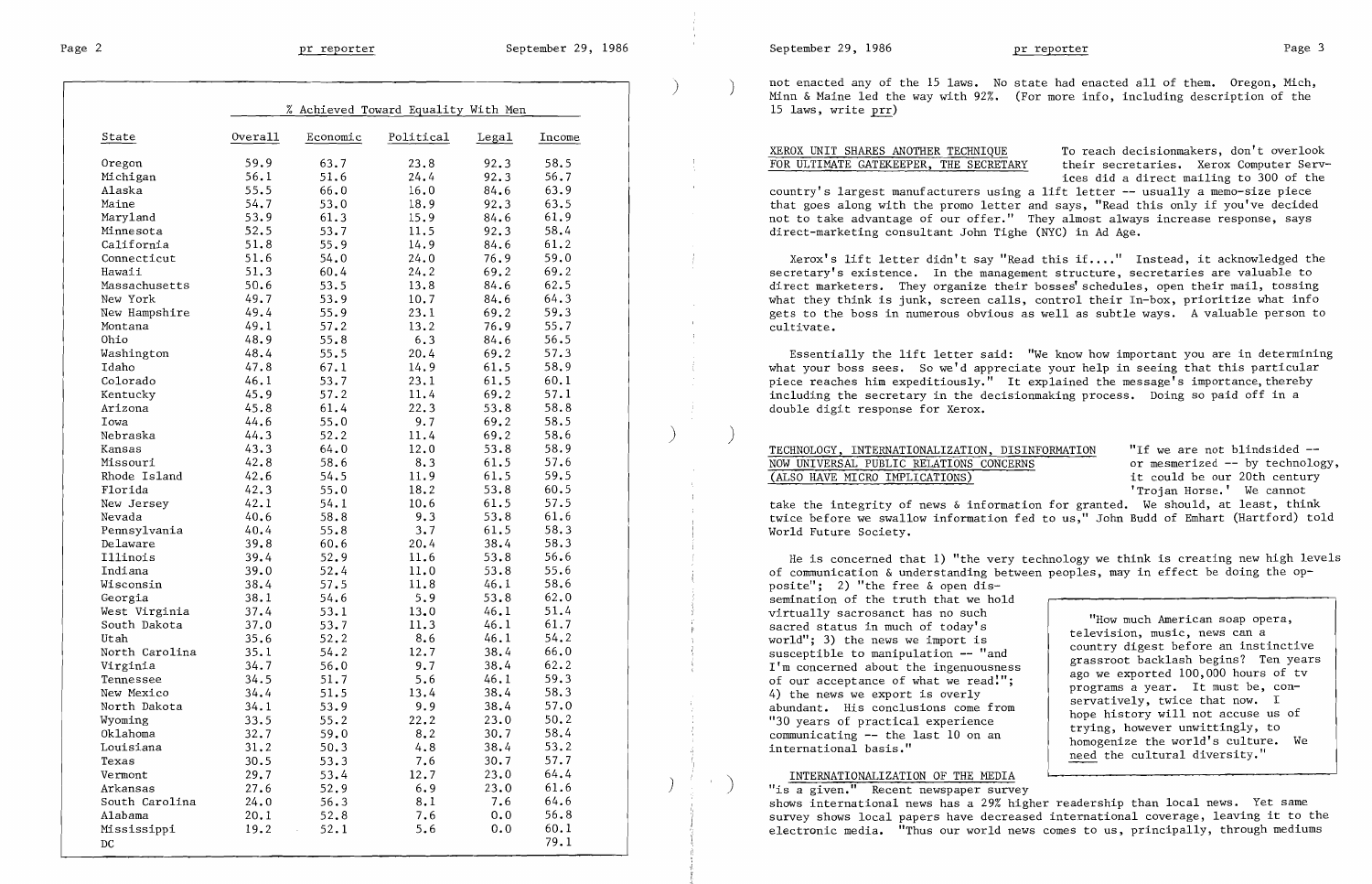| State | Overall | Economic | Political | Legal | Income |
|---|---|---|---|---|---|
| | % Achieved Toward Equality With Men | | | | |
| Oregon | 59.9 | 63.7 | 23.8 | 92.3 | 58.5 |
| Michigan | 56.1 | 51.6 | 24.4 | 92.3 | 56.7 |
| Alaska | 55.5 | 66.0 | 16.0 | 84.6 | 63.9 |
| Maine | 54.7 | 53.0 | 18.9 | 92.3 | 63.5 |
| Maryland | 53.9 | 61.3 | 15.9 | 84.6 | 61.9 |
| Minnesota | 52.5 | 53.7 | 11.5 | 92.3 | 58.4 |
| California | 51.8 | 55.9 | 14.9 | 84.6 | 61.2 |
| Connecticut | 51.6 | 54.0 | 24.0 | 76.9 | 59.0 |
| Hawaii | 51.3 | 60.4 | 24.2 | 69.2 | 69.2 |
| Massachusetts | 50.6 | 53.5 | 13.8 | 84.6 | 62.5 |
| New York | 49.7 | 53.9 | 10.7 | 84.6 | 64.3 |
| New Hampshire | 49.4 | 55.9 | 23.1 | 69.2 | 59.3 |
| Montana | 49.1 | 57.2 | 13.2 | 76.9 | 55.7 |
| Ohio | 48.9 | 55.8 | 6.3 | 84.6 | 56.5 |
| Washington | 48.4 | 55.5 | 20.4 | 69.2 | 57.3 |
| Idaho | 47.8 | 67.1 | 14.9 | 61.5 | 58.9 |
| Colorado | 46.1 | 53.7 | 23.1 | 61.5 | 60.1 |
| Kentucky | 45.9 | 57.2 | 11.4 | 69.2 | 57.1 |
| Arizona | 45.8 | 61.4 | 22.3 | 53.8 | 58.8 |
| Iowa | 44.6 | 55.0 | 9.7 | 69.2 | 58.5 |
| Nebraska | 44.3 | 52.2 | 11.4 | 69.2 | 58.6 |
| Kansas | 43.3 | 64.0 | 12.0 | 53.8 | 58.9 |
| Missouri | 42.8 | 58.6 | 8.3 | 61.5 | 57.6 |
| Rhode Island | 42.6 | 54.5 | 11.9 | 61.5 | 59.5 |
| Florida | 42.3 | 55.0 | 18.2 | 53.8 | 60.5 |
| New Jersey | 42.1 | 54.1 | 10.6 | 61.5 | 57.5 |
| Nevada | 40.6 | 58.8 | 9.3 | 53.8 | 61.6 |
| Pennsylvania | 40.4 | 55.8 | 3.7 | 61.5 | 58.3 |
| Delaware | 39.8 | 60.6 | 20.4 | 38.4 | 58.3 |
| Illinois | 39.4 | 52.9 | 11.6 | 53.8 | 56.6 |
| Indiana | 39.0 | 52.4 | 11.0 | 53.8 | 55.6 |
| Wisconsin | 38.4 | 57.5 | 11.8 | 46.1 | 58.6 |
| Georgia | 38.1 | 54.6 | 5.9 | 53.8 | 62.0 |
| West Virginia | 37.4 | 53.1 | 13.0 | 46.1 | 51.4 |
| South Dakota | 37.0 | 53.7 | 11.3 | 46.1 | 61.7 |
| Utah | 35.6 | 52.2 | 8.6 | 46.1 | 54.2 |
| North Carolina | 35.1 | 54.2 | 12.7 | 38.4 | 66.0 |
| Virginia | 34.7 | 56.0 | 9.7 | 38.4 | 62.2 |
| Tennessee | 34.5 | 51.7 | 5.6 | 46.1 | 59.3 |
| New Mexico | 34.4 | 51.5 | 13.4 | 38.4 | 58.3 |
| North Dakota | 34.1 | 53.9 | 9.9 | 38.4 | 57.0 |
| Wyoming | 33.5 | 55.2 | 22.2 | 23.0 | 50.2 |
| Oklahoma | 32.7 | 59.0 | 8.2 | 30.7 | 58.4 |
| Louisiana | 31.2 | 50.3 | 4.8 | 38.4 | 53.2 |
| Texas | 30.5 | 53.3 | 7.6 | 30.7 | 57.7 |
| Vermont | 29.7 | 53.4 | 12.7 | 23.0 | 64.4 |
| Arkansas | 27.6 | 52.9 | 6.9 | 23.0 | 61.6 |
| South Carolina | 24.0 | 56.3 | 8.1 | 7.6 | 64.6 |
| Alabama | 20.1 | 52.8 | 7.6 | 0.0 | 56.8 |
| Mississippi | 19.2 | 52.1 | 5.6 | 0.0 | 60.1 |
| DC | | | | | 79.1 |

not enacted any of the 15 laws. No state had enacted all of them. Oregon, Mich, Minn & Maine led the way with 92%. (For more info, including description of the 15 laws, write prr)

## XEROX UNIT SHARES ANOTHER TECHNIQUE FOR ULTIMATE GATEKEEPER, THE SECRETARY

To reach decisionmakers, don't overlook their secretaries. Xerox Computer Services did a direct mailing to 300 of the country's largest manufacturers using a lift letter -- usually a memo-size piece that goes along with the promo letter and says, "Read this only if you've decided not to take advantage of our offer." They almost always increase response, says direct-marketing consultant John Tighe (NYC) in Ad Age.

Xerox's lift letter didn't say "Read this if...." Instead, it acknowledged the secretary's existence. In the management structure, secretaries are valuable to direct marketers. They organize their bosses' schedules, open their mail, tossing what they think is junk, screen calls, control their In-box, prioritize what info gets to the boss in numerous obvious as well as subtle ways. A valuable person to cultivate.

Essentially the lift letter said: "We know how important you are in determining what your boss sees. So we'd appreciate your help in seeing that this particular piece reaches him expeditiously." It explained the message's importance, thereby including the secretary in the decisionmaking process. Doing so paid off in a double digit response for Xerox.

## TECHNOLOGY, INTERNATIONALIZATION, DISINFORMATION NOW UNIVERSAL PUBLIC RELATIONS CONCERNS (ALSO HAVE MICRO IMPLICATIONS)

"If we are not blindsided -- or mesmerized -- by technology, it could be our 20th century 'Trojan Horse.' We cannot take the integrity of news & information for granted. We should, at least, think twice before we swallow information fed to us," John Budd of Emhart (Hartford) told World Future Society.

He is concerned that 1) "the very technology we think is creating new high levels of communication & understanding between peoples, may in effect be doing the opposite"; 2) "the free & open dissemination of the truth that we hold virtually sacrosanct has no such sacred status in much of today's world"; 3) the news we import is susceptible to manipulation -- "and I'm concerned about the ingenuousness of our acceptance of what we read!"; 4) the news we export is overly abundant. His conclusions come from "30 years of practical experience communicating -- the last 10 on an international basis."

> "How much American soap opera, television, music, news can a country digest before an instinctive grassroot backlash begins? Ten years ago we exported 100,000 hours of tv programs a year. It must be, conservatively, twice that now. I hope history will not accuse us of trying, however unwittingly, to homogenize the world's culture. We need the cultural diversity."

INTERNATIONALIZATION OF THE MEDIA "is a given." Recent newspaper survey shows international news has a 29% higher readership than local news. Yet same survey shows local papers have decreased international coverage, leaving it to the electronic media. "Thus our world news comes to us, principally, through mediums